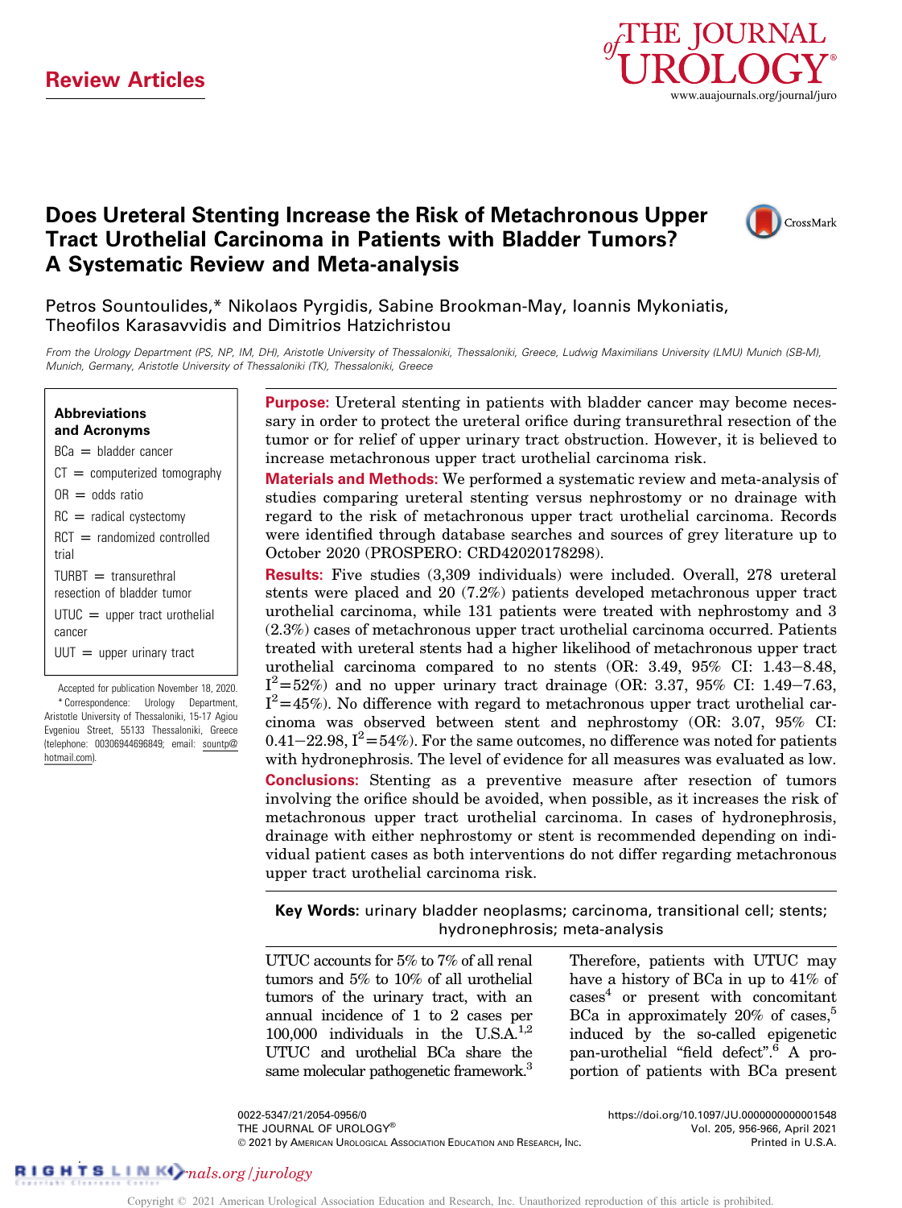Review Articles

# Does Ureteral Stenting Increase the Risk of Metachronous Upper Tract Urothelial Carcinoma in Patients with Bladder Tumors? A Systematic Review and Meta-analysis

Petros Sountoulides,* Nikolaos Pyrgidis, Sabine Brookman-May, Ioannis Mykoniatis, Theofilos Karasavvidis and Dimitrios Hatzichristou

*From the Urology Department (PS, NP, IM, DH), Aristotle University of Thessaloniki, Thessaloniki, Greece, Ludwig Maximilians University (LMU) Munich (SB-M), Munich, Germany, Aristotle University of Thessaloniki (TK), Thessaloniki, Greece*

**Abbreviations and Acronyms**

BCa = bladder cancer
CT = computerized tomography
OR = odds ratio
RC = radical cystectomy
RCT = randomized controlled trial
TURBT = transurethral resection of bladder tumor
UTUC = upper tract urothelial cancer
UUT = upper urinary tract

Accepted for publication November 18, 2020.
* Correspondence: Urology Department, Aristotle University of Thessaloniki, 15-17 Agiou Evgeniou Street, 55133 Thessaloniki, Greece (telephone: 00306944696849; email: sountp@hotmail.com).

**Purpose:** Ureteral stenting in patients with bladder cancer may become necessary in order to protect the ureteral orifice during transurethral resection of the tumor or for relief of upper urinary tract obstruction. However, it is believed to increase metachronous upper tract urothelial carcinoma risk.

**Materials and Methods:** We performed a systematic review and meta-analysis of studies comparing ureteral stenting versus nephrostomy or no drainage with regard to the risk of metachronous upper tract urothelial carcinoma. Records were identified through database searches and sources of grey literature up to October 2020 (PROSPERO: CRD42020178298).

**Results:** Five studies (3,309 individuals) were included. Overall, 278 ureteral stents were placed and 20 (7.2%) patients developed metachronous upper tract urothelial carcinoma, while 131 patients were treated with nephrostomy and 3 (2.3%) cases of metachronous upper tract urothelial carcinoma occurred. Patients treated with ureteral stents had a higher likelihood of metachronous upper tract urothelial carcinoma compared to no stents (OR: 3.49, 95% CI: 1.43–8.48, $I^2=52\%$) and no upper urinary tract drainage (OR: 3.37, 95% CI: 1.49–7.63, $I^2=45\%$). No difference with regard to metachronous upper tract urothelial carcinoma was observed between stent and nephrostomy (OR: 3.07, 95% CI: 0.41–22.98, $I^2=54\%$). For the same outcomes, no difference was noted for patients with hydronephrosis. The level of evidence for all measures was evaluated as low.

**Conclusions:** Stenting as a preventive measure after resection of tumors involving the orifice should be avoided, when possible, as it increases the risk of metachronous upper tract urothelial carcinoma. In cases of hydronephrosis, drainage with either nephrostomy or stent is recommended depending on individual patient cases as both interventions do not differ regarding metachronous upper tract urothelial carcinoma risk.

**Key Words:** urinary bladder neoplasms; carcinoma, transitional cell; stents; hydronephrosis; meta-analysis

UTUC accounts for 5% to 7% of all renal tumors and 5% to 10% of all urothelial tumors of the urinary tract, with an annual incidence of 1 to 2 cases per 100,000 individuals in the U.S.A.[1,2] UTUC and urothelial BCa share the same molecular pathogenetic framework.[3] Therefore, patients with UTUC may have a history of BCa in up to 41% of cases[4] or present with concomitant BCa in approximately 20% of cases,[5] induced by the so-called epigenetic pan-urothelial "field defect".[6] A proportion of patients with BCa present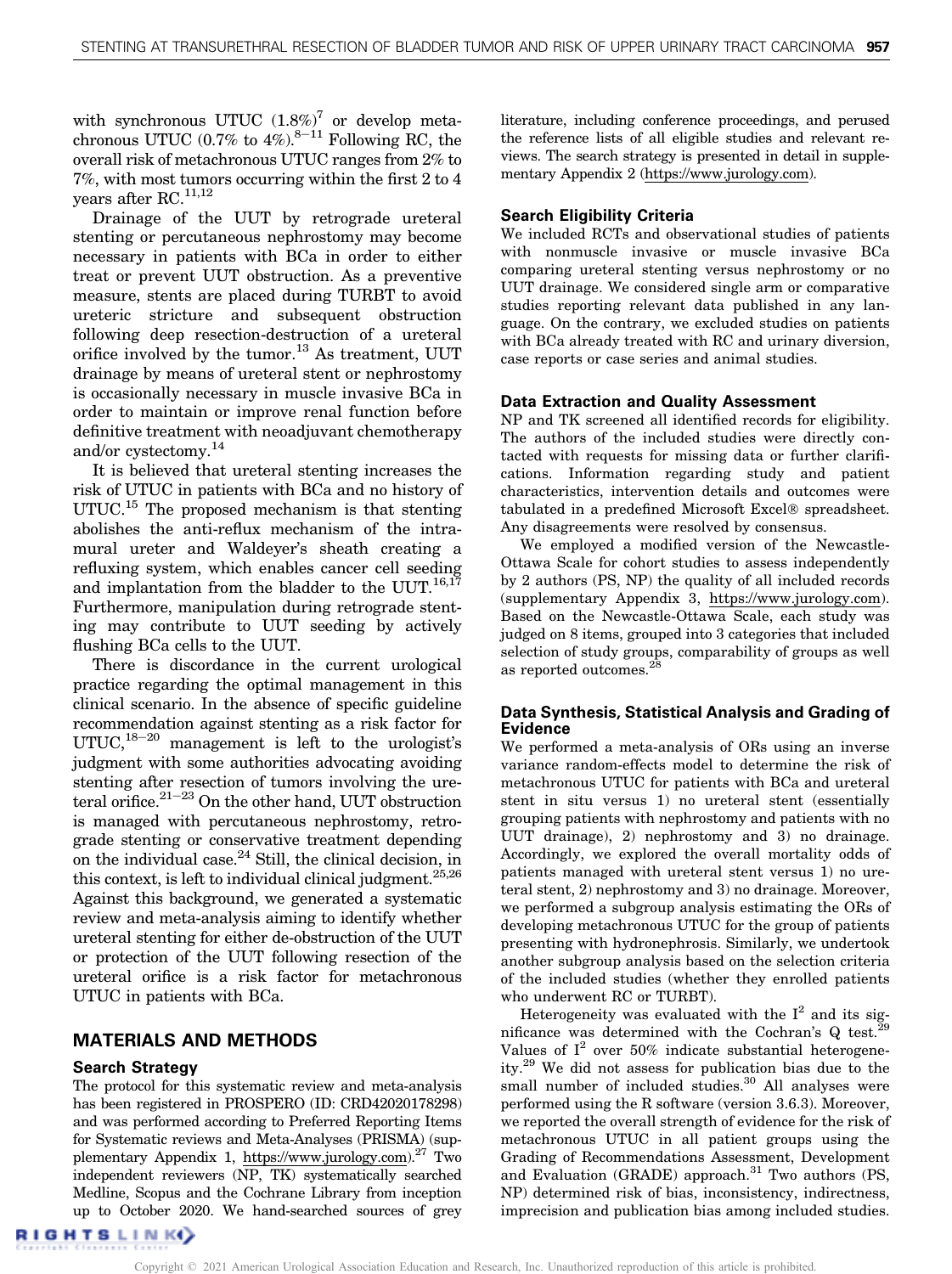with synchronous UTUC (1.8%)[7] or develop metachronous UTUC (0.7% to 4%).[8–11] Following RC, the overall risk of metachronous UTUC ranges from 2% to 7%, with most tumors occurring within the first 2 to 4 years after RC.[11,12]

Drainage of the UUT by retrograde ureteral stenting or percutaneous nephrostomy may become necessary in patients with BCa in order to either treat or prevent UUT obstruction. As a preventive measure, stents are placed during TURBT to avoid ureteric stricture and subsequent obstruction following deep resection-destruction of a ureteral orifice involved by the tumor.[13] As treatment, UUT drainage by means of ureteral stent or nephrostomy is occasionally necessary in muscle invasive BCa in order to maintain or improve renal function before definitive treatment with neoadjuvant chemotherapy and/or cystectomy.[14]

It is believed that ureteral stenting increases the risk of UTUC in patients with BCa and no history of UTUC.[15] The proposed mechanism is that stenting abolishes the anti-reflux mechanism of the intramural ureter and Waldeyer's sheath creating a refluxing system, which enables cancer cell seeding and implantation from the bladder to the UUT.[16,17] Furthermore, manipulation during retrograde stenting may contribute to UUT seeding by actively flushing BCa cells to the UUT.

There is discordance in the current urological practice regarding the optimal management in this clinical scenario. In the absence of specific guideline recommendation against stenting as a risk factor for UTUC,[18–20] management is left to the urologist's judgment with some authorities advocating avoiding stenting after resection of tumors involving the ureteral orifice.[21–23] On the other hand, UUT obstruction is managed with percutaneous nephrostomy, retrograde stenting or conservative treatment depending on the individual case.[24] Still, the clinical decision, in this context, is left to individual clinical judgment.[25,26] Against this background, we generated a systematic review and meta-analysis aiming to identify whether ureteral stenting for either de-obstruction of the UUT or protection of the UUT following resection of the ureteral orifice is a risk factor for metachronous UTUC in patients with BCa.

## MATERIALS AND METHODS

### Search Strategy

The protocol for this systematic review and meta-analysis has been registered in PROSPERO (ID: CRD42020178298) and was performed according to Preferred Reporting Items for Systematic reviews and Meta-Analyses (PRISMA) (supplementary Appendix 1, https://www.jurology.com).[27] Two independent reviewers (NP, TK) systematically searched Medline, Scopus and the Cochrane Library from inception up to October 2020. We hand-searched sources of grey literature, including conference proceedings, and perused the reference lists of all eligible studies and relevant reviews. The search strategy is presented in detail in supplementary Appendix 2 (https://www.jurology.com).

### Search Eligibility Criteria

We included RCTs and observational studies of patients with nonmuscle invasive or muscle invasive BCa comparing ureteral stenting versus nephrostomy or no UUT drainage. We considered single arm or comparative studies reporting relevant data published in any language. On the contrary, we excluded studies on patients with BCa already treated with RC and urinary diversion, case reports or case series and animal studies.

### Data Extraction and Quality Assessment

NP and TK screened all identified records for eligibility. The authors of the included studies were directly contacted with requests for missing data or further clarifications. Information regarding study and patient characteristics, intervention details and outcomes were tabulated in a predefined Microsoft Excel® spreadsheet. Any disagreements were resolved by consensus.

We employed a modified version of the Newcastle-Ottawa Scale for cohort studies to assess independently by 2 authors (PS, NP) the quality of all included records (supplementary Appendix 3, https://www.jurology.com). Based on the Newcastle-Ottawa Scale, each study was judged on 8 items, grouped into 3 categories that included selection of study groups, comparability of groups as well as reported outcomes.[28]

### Data Synthesis, Statistical Analysis and Grading of Evidence

We performed a meta-analysis of ORs using an inverse variance random-effects model to determine the risk of metachronous UTUC for patients with BCa and ureteral stent in situ versus 1) no ureteral stent (essentially grouping patients with nephrostomy and patients with no UUT drainage), 2) nephrostomy and 3) no drainage. Accordingly, we explored the overall mortality odds of patients managed with ureteral stent versus 1) no ureteral stent, 2) nephrostomy and 3) no drainage. Moreover, we performed a subgroup analysis estimating the ORs of developing metachronous UTUC for the group of patients presenting with hydronephrosis. Similarly, we undertook another subgroup analysis based on the selection criteria of the included studies (whether they enrolled patients who underwent RC or TURBT).

Heterogeneity was evaluated with the $I^2$ and its significance was determined with the Cochran's Q test.[29] Values of $I^2$ over 50% indicate substantial heterogeneity.[29] We did not assess for publication bias due to the small number of included studies.[30] All analyses were performed using the R software (version 3.6.3). Moreover, we reported the overall strength of evidence for the risk of metachronous UTUC in all patient groups using the Grading of Recommendations Assessment, Development and Evaluation (GRADE) approach.[31] Two authors (PS, NP) determined risk of bias, inconsistency, indirectness, imprecision and publication bias among included studies.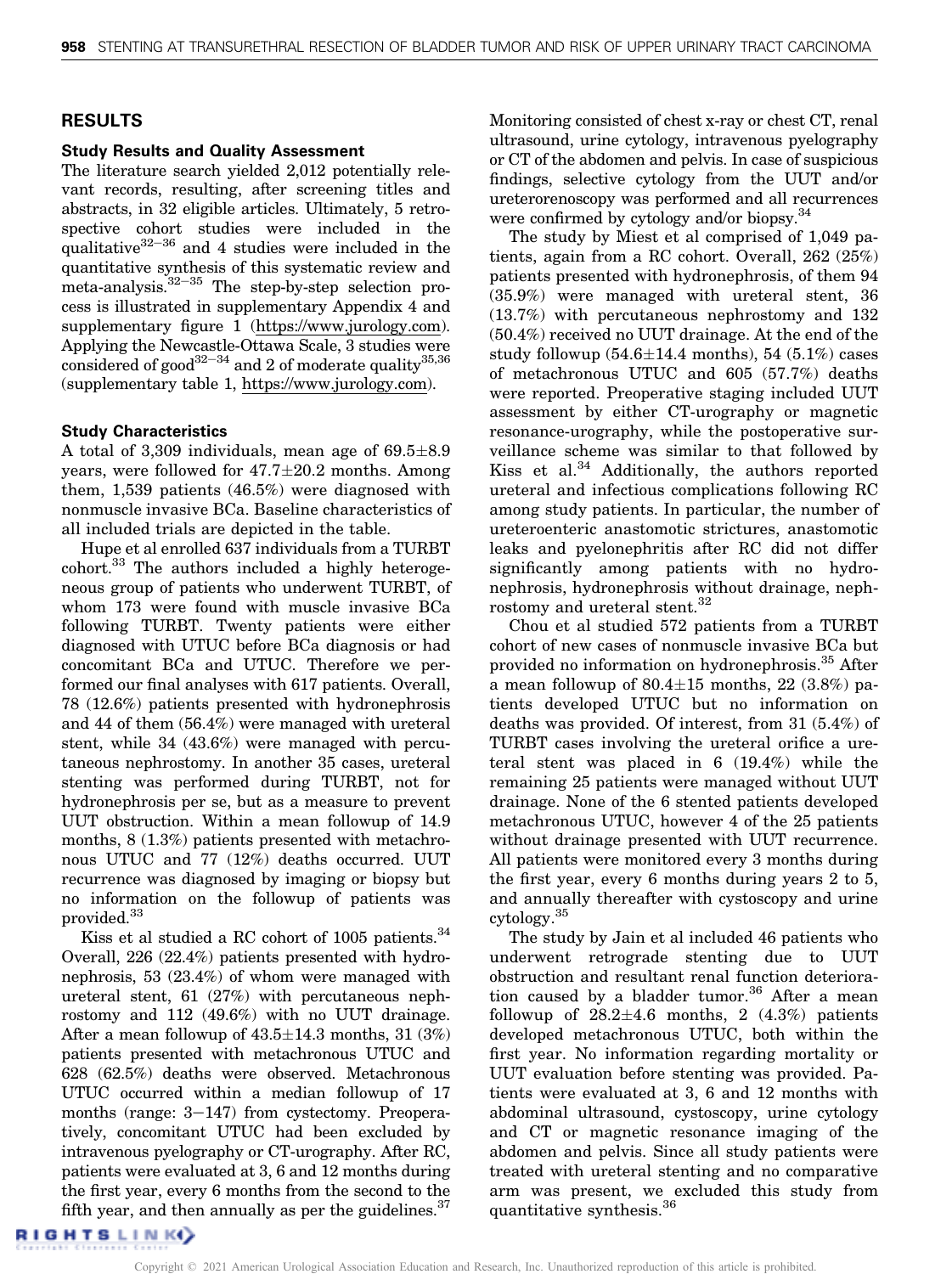## RESULTS

### Study Results and Quality Assessment

The literature search yielded 2,012 potentially relevant records, resulting, after screening titles and abstracts, in 32 eligible articles. Ultimately, 5 retrospective cohort studies were included in the qualitative[32–36] and 4 studies were included in the quantitative synthesis of this systematic review and meta-analysis.[32–35] The step-by-step selection process is illustrated in supplementary Appendix 4 and supplementary figure 1 (https://www.jurology.com). Applying the Newcastle-Ottawa Scale, 3 studies were considered of good[32–34] and 2 of moderate quality[35,36] (supplementary table 1, https://www.jurology.com).

### Study Characteristics

A total of 3,309 individuals, mean age of 69.5±8.9 years, were followed for 47.7±20.2 months. Among them, 1,539 patients (46.5%) were diagnosed with nonmuscle invasive BCa. Baseline characteristics of all included trials are depicted in the table.

Hupe et al enrolled 637 individuals from a TURBT cohort.[33] The authors included a highly heterogeneous group of patients who underwent TURBT, of whom 173 were found with muscle invasive BCa following TURBT. Twenty patients were either diagnosed with UTUC before BCa diagnosis or had concomitant BCa and UTUC. Therefore we performed our final analyses with 617 patients. Overall, 78 (12.6%) patients presented with hydronephrosis and 44 of them (56.4%) were managed with ureteral stent, while 34 (43.6%) were managed with percutaneous nephrostomy. In another 35 cases, ureteral stenting was performed during TURBT, not for hydronephrosis per se, but as a measure to prevent UUT obstruction. Within a mean followup of 14.9 months, 8 (1.3%) patients presented with metachronous UTUC and 77 (12%) deaths occurred. UUT recurrence was diagnosed by imaging or biopsy but no information on the followup of patients was provided.[33]

Kiss et al studied a RC cohort of 1005 patients.[34] Overall, 226 (22.4%) patients presented with hydronephrosis, 53 (23.4%) of whom were managed with ureteral stent, 61 (27%) with percutaneous nephrostomy and 112 (49.6%) with no UUT drainage. After a mean followup of 43.5±14.3 months, 31 (3%) patients presented with metachronous UTUC and 628 (62.5%) deaths were observed. Metachronous UTUC occurred within a median followup of 17 months (range: 3−147) from cystectomy. Preoperatively, concomitant UTUC had been excluded by intravenous pyelography or CT-urography. After RC, patients were evaluated at 3, 6 and 12 months during the first year, every 6 months from the second to the fifth year, and then annually as per the guidelines.[37] Monitoring consisted of chest x-ray or chest CT, renal ultrasound, urine cytology, intravenous pyelography or CT of the abdomen and pelvis. In case of suspicious findings, selective cytology from the UUT and/or ureterorenoscopy was performed and all recurrences were confirmed by cytology and/or biopsy.[34]

The study by Miest et al comprised of 1,049 patients, again from a RC cohort. Overall, 262 (25%) patients presented with hydronephrosis, of them 94 (35.9%) were managed with ureteral stent, 36 (13.7%) with percutaneous nephrostomy and 132 (50.4%) received no UUT drainage. At the end of the study followup (54.6±14.4 months), 54 (5.1%) cases of metachronous UTUC and 605 (57.7%) deaths were reported. Preoperative staging included UUT assessment by either CT-urography or magnetic resonance-urography, while the postoperative surveillance scheme was similar to that followed by Kiss et al.[34] Additionally, the authors reported ureteral and infectious complications following RC among study patients. In particular, the number of ureteroenteric anastomotic strictures, anastomotic leaks and pyelonephritis after RC did not differ significantly among patients with no hydronephrosis, hydronephrosis without drainage, nephrostomy and ureteral stent.[32]

Chou et al studied 572 patients from a TURBT cohort of new cases of nonmuscle invasive BCa but provided no information on hydronephrosis.[35] After a mean followup of 80.4±15 months, 22 (3.8%) patients developed UTUC but no information on deaths was provided. Of interest, from 31 (5.4%) of TURBT cases involving the ureteral orifice a ureteral stent was placed in 6 (19.4%) while the remaining 25 patients were managed without UUT drainage. None of the 6 stented patients developed metachronous UTUC, however 4 of the 25 patients without drainage presented with UUT recurrence. All patients were monitored every 3 months during the first year, every 6 months during years 2 to 5, and annually thereafter with cystoscopy and urine cytology.[35]

The study by Jain et al included 46 patients who underwent retrograde stenting due to UUT obstruction and resultant renal function deterioration caused by a bladder tumor.[36] After a mean followup of 28.2±4.6 months, 2 (4.3%) patients developed metachronous UTUC, both within the first year. No information regarding mortality or UUT evaluation before stenting was provided. Patients were evaluated at 3, 6 and 12 months with abdominal ultrasound, cystoscopy, urine cytology and CT or magnetic resonance imaging of the abdomen and pelvis. Since all study patients were treated with ureteral stenting and no comparative arm was present, we excluded this study from quantitative synthesis.[36]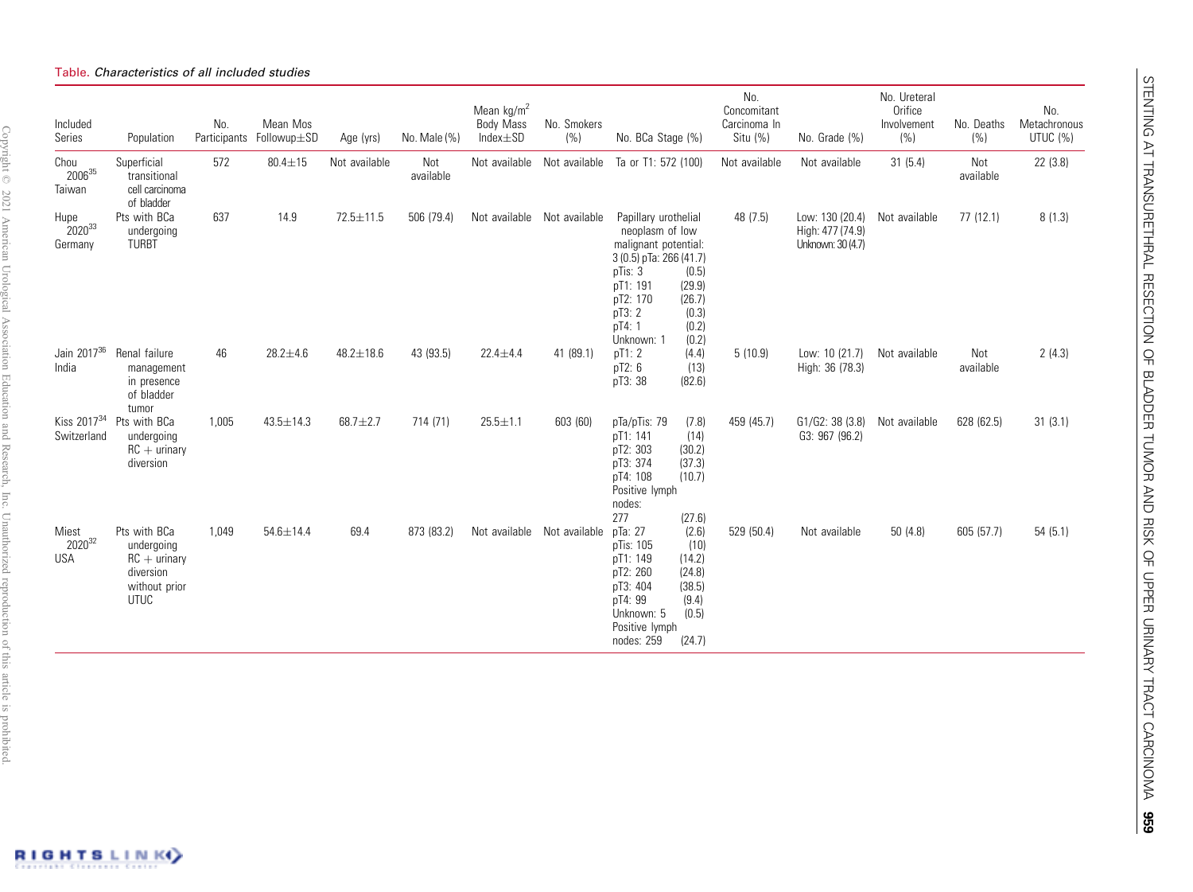Table. *Characteristics of all included studies*

| Included Series | Population | No. Participants | Mean Mos Followup±SD | Age (yrs) | No. Male (%) | Mean kg/m$^2$ Body Mass Index±SD | No. Smokers (%) | No. BCa Stage (%) | No. Concomitant Carcinoma In Situ (%) | No. Grade (%) | No. Ureteral Orifice Involvement (%) | No. Deaths (%) | No. Metachronous UTUC (%) |
|---|---|---|---|---|---|---|---|---|---|---|---|---|---|
| Chou 2006[35] Taiwan | Superficial transitional cell carcinoma of bladder | 572 | 80.4±15 | Not available | Not available | Not available | Not available | Ta or T1: 572 (100) | Not available | Not available | 31 (5.4) | Not available | 22 (3.8) |
| Hupe 2020[33] Germany | Pts with BCa undergoing TURBT | 637 | 14.9 | 72.5±11.5 | 506 (79.4) | Not available | Not available | Papillary urothelial neoplasm of low malignant potential: 3 (0.5) pTa: 266 (41.7) pTis: 3 (0.5) pT1: 191 (29.9) pT2: 170 (26.7) pT3: 2 (0.3) pT4: 1 (0.2) Unknown: 1 (0.2) | 48 (7.5) | Low: 130 (20.4) High: 477 (74.9) Unknown: 30 (4.7) | Not available | 77 (12.1) | 8 (1.3) |
| Jain 2017[36] India | Renal failure management in presence of bladder tumor | 46 | 28.2±4.6 | 48.2±18.6 | 43 (93.5) | 22.4±4.4 | 41 (89.1) | pT1: 2 (4.4) pT2: 6 (13) pT3: 38 (82.6) | 5 (10.9) | Low: 10 (21.7) High: 36 (78.3) | Not available | Not available | 2 (4.3) |
| Kiss 2017[34] Switzerland | Pts with BCa undergoing RC + urinary diversion | 1,005 | 43.5±14.3 | 68.7±2.7 | 714 (71) | 25.5±1.1 | 603 (60) | pTa/pTis: 79 (7.8) pT1: 141 (14) pT2: 303 (30.2) pT3: 374 (37.3) pT4: 108 (10.7) Positive lymph nodes: 277 (27.6) | 459 (45.7) | G1/G2: 38 (3.8) G3: 967 (96.2) | Not available | 628 (62.5) | 31 (3.1) |
| Miest 2020[32] USA | Pts with BCa undergoing RC + urinary diversion without prior UTUC | 1,049 | 54.6±14.4 | 69.4 | 873 (83.2) | Not available | Not available | pTa: 27 (2.6) pTis: 105 (10) pT1: 149 (14.2) pT2: 260 (24.8) pT3: 404 (38.5) pT4: 99 (9.4) Unknown: 5 (0.5) Positive lymph nodes: 259 (24.7) | 529 (50.4) | Not available | 50 (4.8) | 605 (57.7) | 54 (5.1) |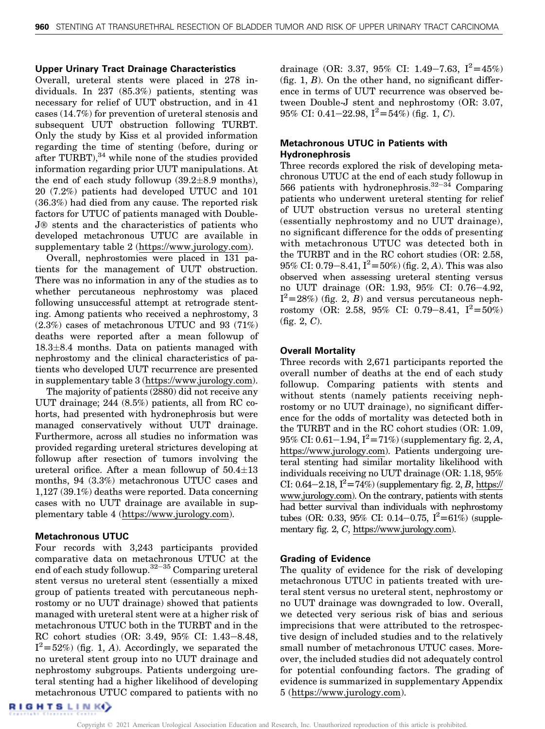### Upper Urinary Tract Drainage Characteristics

Overall, ureteral stents were placed in 278 individuals. In 237 (85.3%) patients, stenting was necessary for relief of UUT obstruction, and in 41 cases (14.7%) for prevention of ureteral stenosis and subsequent UUT obstruction following TURBT. Only the study by Kiss et al provided information regarding the time of stenting (before, during or after TURBT),[34] while none of the studies provided information regarding prior UUT manipulations. At the end of each study followup (39.2±8.9 months), 20 (7.2%) patients had developed UTUC and 101 (36.3%) had died from any cause. The reported risk factors for UTUC of patients managed with Double-J® stents and the characteristics of patients who developed metachronous UTUC are available in supplementary table 2 (https://www.jurology.com).

Overall, nephrostomies were placed in 131 patients for the management of UUT obstruction. There was no information in any of the studies as to whether percutaneous nephrostomy was placed following unsuccessful attempt at retrograde stenting. Among patients who received a nephrostomy, 3 (2.3%) cases of metachronous UTUC and 93 (71%) deaths were reported after a mean followup of 18.3±8.4 months. Data on patients managed with nephrostomy and the clinical characteristics of patients who developed UUT recurrence are presented in supplementary table 3 (https://www.jurology.com).

The majority of patients (2880) did not receive any UUT drainage; 244 (8.5%) patients, all from RC cohorts, had presented with hydronephrosis but were managed conservatively without UUT drainage. Furthermore, across all studies no information was provided regarding ureteral strictures developing at followup after resection of tumors involving the ureteral orifice. After a mean followup of 50.4±13 months, 94 (3.3%) metachronous UTUC cases and 1,127 (39.1%) deaths were reported. Data concerning cases with no UUT drainage are available in supplementary table 4 (https://www.jurology.com).

### Metachronous UTUC

Four records with 3,243 participants provided comparative data on metachronous UTUC at the end of each study followup.[32–35] Comparing ureteral stent versus no ureteral stent (essentially a mixed group of patients treated with percutaneous nephrostomy or no UUT drainage) showed that patients managed with ureteral stent were at a higher risk of metachronous UTUC both in the TURBT and in the RC cohort studies (OR: 3.49, 95% CI: 1.43–8.48, $I^2$=52%) (fig. 1, *A*). Accordingly, we separated the no ureteral stent group into no UUT drainage and nephrostomy subgroups. Patients undergoing ureteral stenting had a higher likelihood of developing metachronous UTUC compared to patients with no drainage (OR: 3.37, 95% CI: 1.49–7.63, $I^2$=45%) (fig. 1, *B*). On the other hand, no significant difference in terms of UUT recurrence was observed between Double-J stent and nephrostomy (OR: 3.07, 95% CI: 0.41–22.98, $I^2$=54%) (fig. 1, *C*).

### Metachronous UTUC in Patients with Hydronephrosis

Three records explored the risk of developing metachronous UTUC at the end of each study followup in 566 patients with hydronephrosis.[32–34] Comparing patients who underwent ureteral stenting for relief of UUT obstruction versus no ureteral stenting (essentially nephrostomy and no UUT drainage), no significant difference for the odds of presenting with metachronous UTUC was detected both in the TURBT and in the RC cohort studies (OR: 2.58, 95% CI: 0.79–8.41, $I^2$=50%) (fig. 2, *A*). This was also observed when assessing ureteral stenting versus no UUT drainage (OR: 1.93, 95% CI: 0.76–4.92, $I^2$=28%) (fig. 2, *B*) and versus percutaneous nephrostomy (OR: 2.58, 95% CI: 0.79–8.41, $I^2$=50%) (fig. 2, *C*).

### Overall Mortality

Three records with 2,671 participants reported the overall number of deaths at the end of each study followup. Comparing patients with stents and without stents (namely patients receiving nephrostomy or no UUT drainage), no significant difference for the odds of mortality was detected both in the TURBT and in the RC cohort studies (OR: 1.09, 95% CI: 0.61–1.94, $I^2$=71%) (supplementary fig. 2, *A*, https://www.jurology.com). Patients undergoing ureteral stenting had similar mortality likelihood with individuals receiving no UUT drainage (OR: 1.18, 95% CI: 0.64–2.18, $I^2$=74%) (supplementary fig. 2, *B*, https://www.jurology.com). On the contrary, patients with stents had better survival than individuals with nephrostomy tubes (OR: 0.33, 95% CI: 0.14–0.75, $I^2$=61%) (supplementary fig. 2, *C*, https://www.jurology.com).

### Grading of Evidence

The quality of evidence for the risk of developing metachronous UTUC in patients treated with ureteral stent versus no ureteral stent, nephrostomy or no UUT drainage was downgraded to low. Overall, we detected very serious risk of bias and serious imprecisions that were attributed to the retrospective design of included studies and to the relatively small number of metachronous UTUC cases. Moreover, the included studies did not adequately control for potential confounding factors. The grading of evidence is summarized in supplementary Appendix 5 (https://www.jurology.com).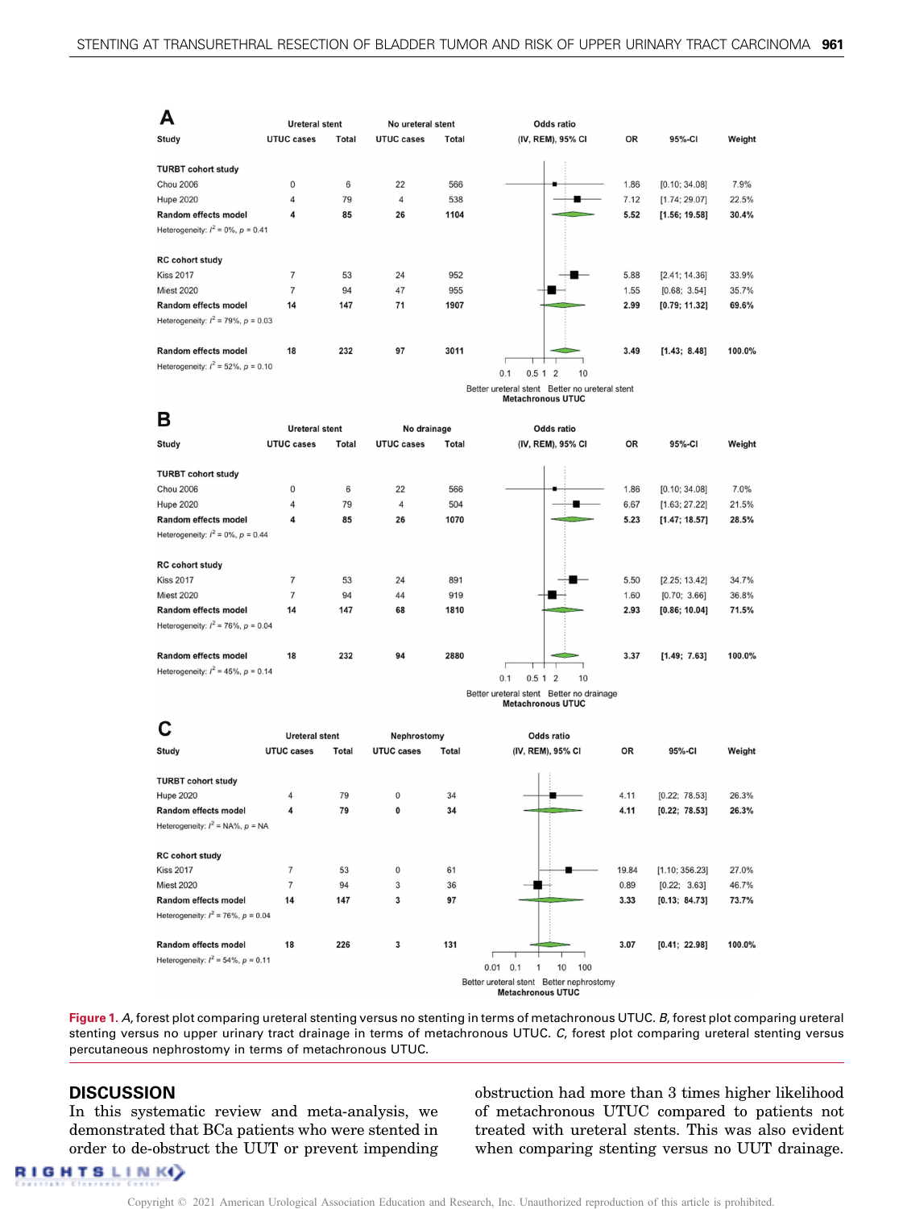**A**

| Study | Ureteral stent UTUC cases | Ureteral stent Total | No ureteral stent UTUC cases | No ureteral stent Total | OR | 95%-CI | Weight |
|---|---|---|---|---|---|---|---|
| **TURBT cohort study** | | | | | | | |
| Chou 2006 | 0 | 6 | 22 | 566 | 1.86 | [0.10; 34.08] | 7.9% |
| Hupe 2020 | 4 | 79 | 4 | 538 | 7.12 | [1.74; 29.07] | 22.5% |
| **Random effects model** | **4** | **85** | **26** | **1104** | **5.52** | **[1.56; 19.58]** | **30.4%** |
| Heterogeneity: $I^2 = 0\%$, $p = 0.41$ | | | | | | | |
| **RC cohort study** | | | | | | | |
| Kiss 2017 | 7 | 53 | 24 | 952 | 5.88 | [2.41; 14.36] | 33.9% |
| Miest 2020 | 7 | 94 | 47 | 955 | 1.55 | [0.68; 3.54] | 35.7% |
| **Random effects model** | **14** | **147** | **71** | **1907** | **2.99** | **[0.79; 11.32]** | **69.6%** |
| Heterogeneity: $I^2 = 79\%$, $p = 0.03$ | | | | | | | |
| **Random effects model** | **18** | **232** | **97** | **3011** | **3.49** | **[1.43; 8.48]** | **100.0%** |
| Heterogeneity: $I^2 = 52\%$, $p = 0.10$ | | | | | | | |

Odds ratio (IV, REM), 95% CI — Better ureteral stent / Better no ureteral stent — Metachronous UTUC

**B**

| Study | Ureteral stent UTUC cases | Ureteral stent Total | No drainage UTUC cases | No drainage Total | OR | 95%-CI | Weight |
|---|---|---|---|---|---|---|---|
| **TURBT cohort study** | | | | | | | |
| Chou 2006 | 0 | 6 | 22 | 566 | 1.86 | [0.10; 34.08] | 7.0% |
| Hupe 2020 | 4 | 79 | 4 | 504 | 6.67 | [1.63; 27.22] | 21.5% |
| **Random effects model** | **4** | **85** | **26** | **1070** | **5.23** | **[1.47; 18.57]** | **28.5%** |
| Heterogeneity: $I^2 = 0\%$, $p = 0.44$ | | | | | | | |
| **RC cohort study** | | | | | | | |
| Kiss 2017 | 7 | 53 | 24 | 891 | 5.50 | [2.25; 13.42] | 34.7% |
| Miest 2020 | 7 | 94 | 44 | 919 | 1.60 | [0.70; 3.66] | 36.8% |
| **Random effects model** | **14** | **147** | **68** | **1810** | **2.93** | **[0.86; 10.04]** | **71.5%** |
| Heterogeneity: $I^2 = 76\%$, $p = 0.04$ | | | | | | | |
| **Random effects model** | **18** | **232** | **94** | **2880** | **3.37** | **[1.49; 7.63]** | **100.0%** |
| Heterogeneity: $I^2 = 45\%$, $p = 0.14$ | | | | | | | |

Odds ratio (IV, REM), 95% CI — Better ureteral stent / Better no drainage — Metachronous UTUC

**C**

| Study | Ureteral stent UTUC cases | Ureteral stent Total | Nephrostomy UTUC cases | Nephrostomy Total | OR | 95%-CI | Weight |
|---|---|---|---|---|---|---|---|
| **TURBT cohort study** | | | | | | | |
| Hupe 2020 | 4 | 79 | 0 | 34 | 4.11 | [0.22; 78.53] | 26.3% |
| **Random effects model** | **4** | **79** | **0** | **34** | **4.11** | **[0.22; 78.53]** | **26.3%** |
| Heterogeneity: $I^2$ = NA%, $p$ = NA | | | | | | | |
| **RC cohort study** | | | | | | | |
| Kiss 2017 | 7 | 53 | 0 | 61 | 19.84 | [1.10; 356.23] | 27.0% |
| Miest 2020 | 7 | 94 | 3 | 36 | 0.89 | [0.22; 3.63] | 46.7% |
| **Random effects model** | **14** | **147** | **3** | **97** | **3.33** | **[0.13; 84.73]** | **73.7%** |
| Heterogeneity: $I^2 = 76\%$, $p = 0.04$ | | | | | | | |
| **Random effects model** | **18** | **226** | **3** | **131** | **3.07** | **[0.41; 22.98]** | **100.0%** |
| Heterogeneity: $I^2 = 54\%$, $p = 0.11$ | | | | | | | |

Odds ratio (IV, REM), 95% CI — Better ureteral stent / Better nephrostomy — Metachronous UTUC

Figure 1. *A*, forest plot comparing ureteral stenting versus no stenting in terms of metachronous UTUC. *B*, forest plot comparing ureteral stenting versus no upper urinary tract drainage in terms of metachronous UTUC. *C*, forest plot comparing ureteral stenting versus percutaneous nephrostomy in terms of metachronous UTUC.

## DISCUSSION

In this systematic review and meta-analysis, we demonstrated that BCa patients who were stented in order to de-obstruct the UUT or prevent impending obstruction had more than 3 times higher likelihood of metachronous UTUC compared to patients not treated with ureteral stents. This was also evident when comparing stenting versus no UUT drainage.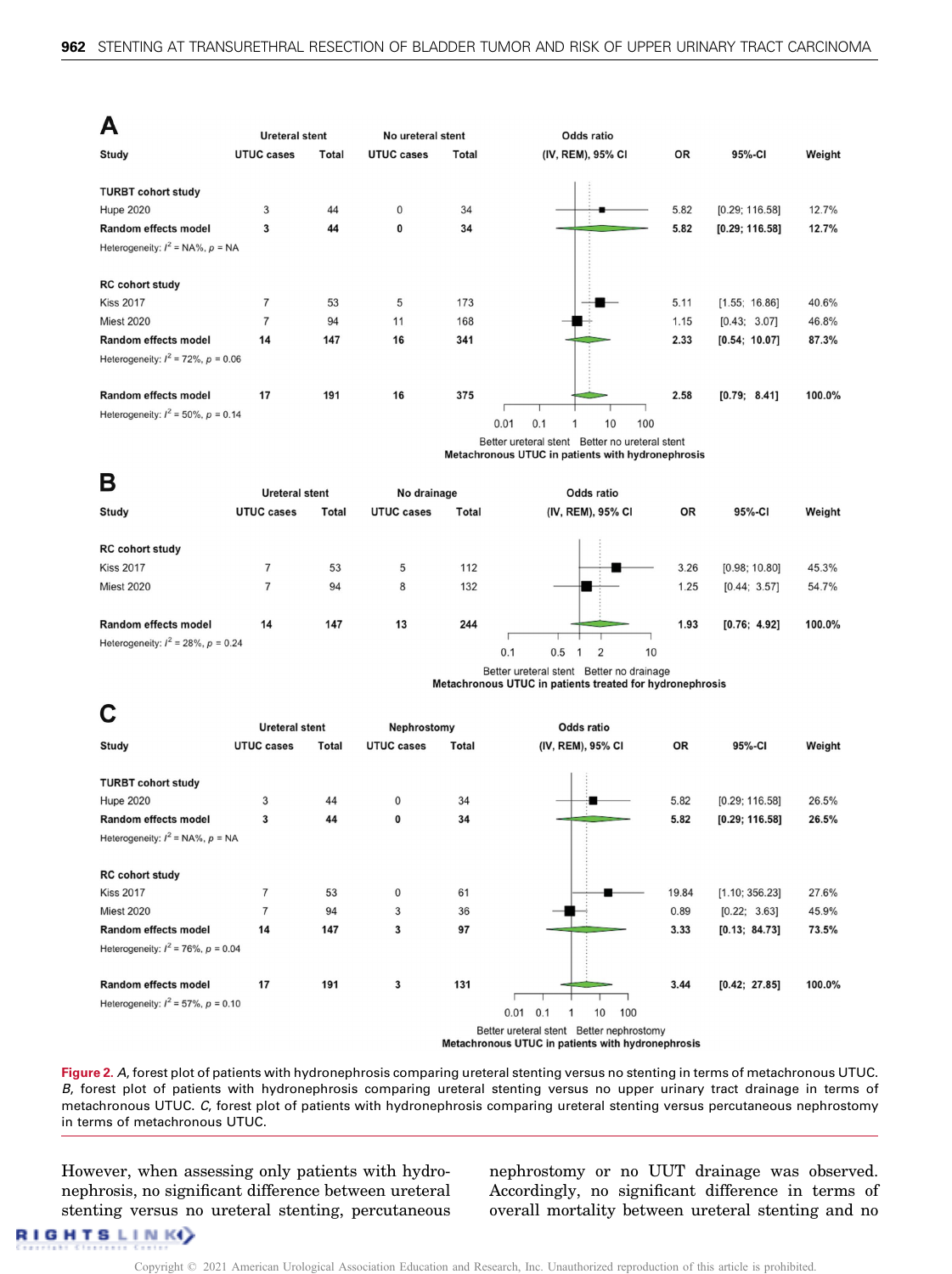**A**

| Study | Ureteral stent UTUC cases | Ureteral stent Total | No ureteral stent UTUC cases | No ureteral stent Total | OR | 95%-CI | Weight |
|---|---|---|---|---|---|---|---|
| **TURBT cohort study** | | | | | | | |
| Hupe 2020 | 3 | 44 | 0 | 34 | 5.82 | [0.29; 116.58] | 12.7% |
| **Random effects model** | **3** | **44** | **0** | **34** | **5.82** | **[0.29; 116.58]** | **12.7%** |
| Heterogeneity: $I^2$ = NA%, $p$ = NA | | | | | | | |
| **RC cohort study** | | | | | | | |
| Kiss 2017 | 7 | 53 | 5 | 173 | 5.11 | [1.55; 16.86] | 40.6% |
| Miest 2020 | 7 | 94 | 11 | 168 | 1.15 | [0.43; 3.07] | 46.8% |
| **Random effects model** | **14** | **147** | **16** | **341** | **2.33** | **[0.54; 10.07]** | **87.3%** |
| Heterogeneity: $I^2$ = 72%, $p$ = 0.06 | | | | | | | |
| **Random effects model** | **17** | **191** | **16** | **375** | **2.58** | **[0.79; 8.41]** | **100.0%** |
| Heterogeneity: $I^2$ = 50%, $p$ = 0.14 | | | | | | | |

Odds ratio (IV, REM), 95% CI — Better ureteral stent / Better no ureteral stent. Metachronous UTUC in patients with hydronephrosis

**B**

| Study | Ureteral stent UTUC cases | Ureteral stent Total | No drainage UTUC cases | No drainage Total | OR | 95%-CI | Weight |
|---|---|---|---|---|---|---|---|
| **RC cohort study** | | | | | | | |
| Kiss 2017 | 7 | 53 | 5 | 112 | 3.26 | [0.98; 10.80] | 45.3% |
| Miest 2020 | 7 | 94 | 8 | 132 | 1.25 | [0.44; 3.57] | 54.7% |
| **Random effects model** | **14** | **147** | **13** | **244** | **1.93** | **[0.76; 4.92]** | **100.0%** |
| Heterogeneity: $I^2$ = 28%, $p$ = 0.24 | | | | | | | |

Odds ratio (IV, REM), 95% CI — Better ureteral stent / Better no drainage. Metachronous UTUC in patients treated for hydronephrosis

**C**

| Study | Ureteral stent UTUC cases | Ureteral stent Total | Nephrostomy UTUC cases | Nephrostomy Total | OR | 95%-CI | Weight |
|---|---|---|---|---|---|---|---|
| **TURBT cohort study** | | | | | | | |
| Hupe 2020 | 3 | 44 | 0 | 34 | 5.82 | [0.29; 116.58] | 26.5% |
| **Random effects model** | **3** | **44** | **0** | **34** | **5.82** | **[0.29; 116.58]** | **26.5%** |
| Heterogeneity: $I^2$ = NA%, $p$ = NA | | | | | | | |
| **RC cohort study** | | | | | | | |
| Kiss 2017 | 7 | 53 | 0 | 61 | 19.84 | [1.10; 356.23] | 27.6% |
| Miest 2020 | 7 | 94 | 3 | 36 | 0.89 | [0.22; 3.63] | 45.9% |
| **Random effects model** | **14** | **147** | **3** | **97** | **3.33** | **[0.13; 84.73]** | **73.5%** |
| Heterogeneity: $I^2$ = 76%, $p$ = 0.04 | | | | | | | |
| **Random effects model** | **17** | **191** | **3** | **131** | **3.44** | **[0.42; 27.85]** | **100.0%** |
| Heterogeneity: $I^2$ = 57%, $p$ = 0.10 | | | | | | | |

Odds ratio (IV, REM), 95% CI — Better ureteral stent / Better nephrostomy. Metachronous UTUC in patients with hydronephrosis

Figure 2. *A*, forest plot of patients with hydronephrosis comparing ureteral stenting versus no stenting in terms of metachronous UTUC. *B*, forest plot of patients with hydronephrosis comparing ureteral stenting versus no upper urinary tract drainage in terms of metachronous UTUC. *C*, forest plot of patients with hydronephrosis comparing ureteral stenting versus percutaneous nephrostomy in terms of metachronous UTUC.

However, when assessing only patients with hydronephrosis, no significant difference between ureteral stenting versus no ureteral stenting, percutaneous nephrostomy or no UUT drainage was observed. Accordingly, no significant difference in terms of overall mortality between ureteral stenting and no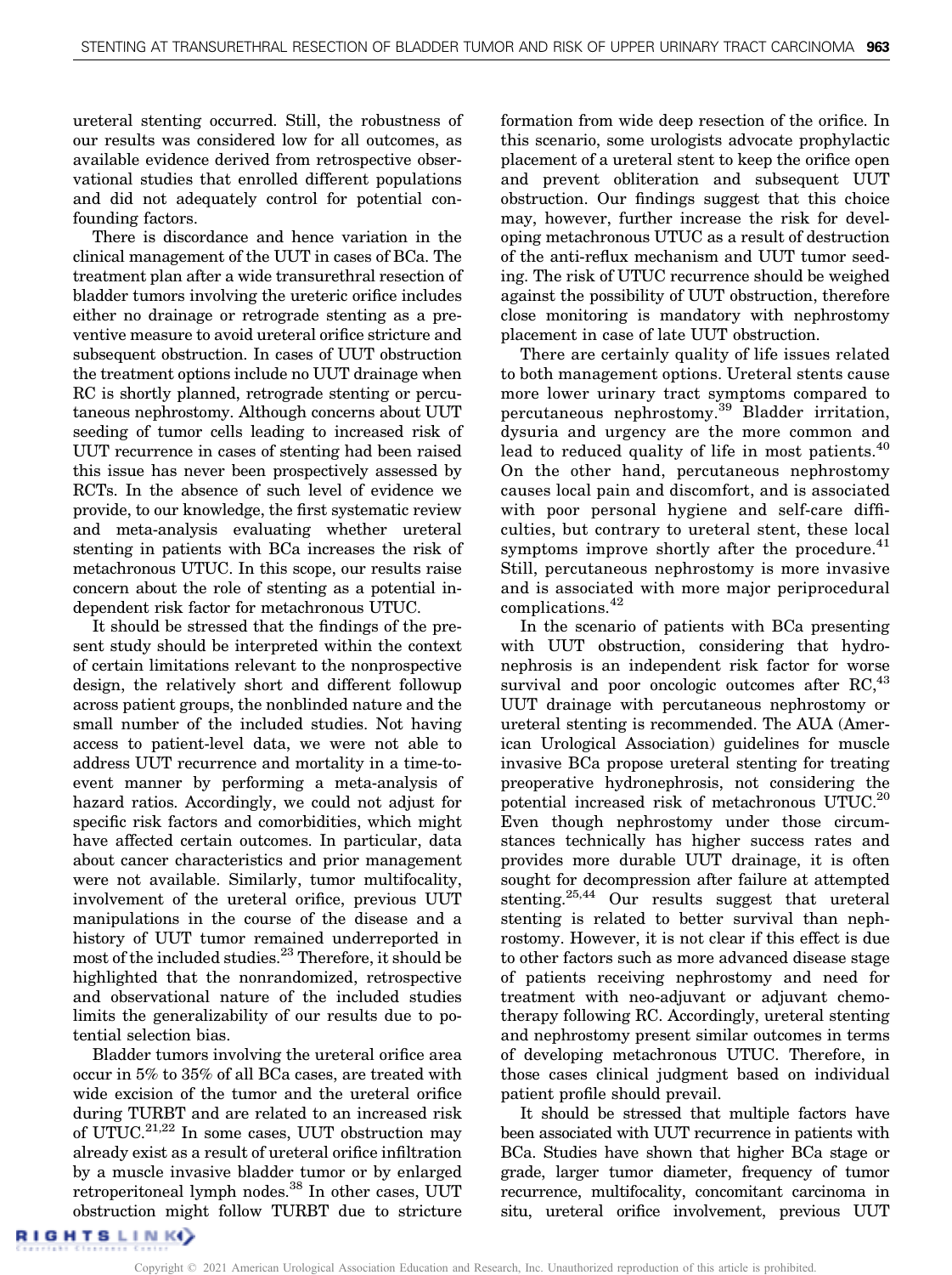ureteral stenting occurred. Still, the robustness of our results was considered low for all outcomes, as available evidence derived from retrospective observational studies that enrolled different populations and did not adequately control for potential confounding factors.

There is discordance and hence variation in the clinical management of the UUT in cases of BCa. The treatment plan after a wide transurethral resection of bladder tumors involving the ureteric orifice includes either no drainage or retrograde stenting as a preventive measure to avoid ureteral orifice stricture and subsequent obstruction. In cases of UUT obstruction the treatment options include no UUT drainage when RC is shortly planned, retrograde stenting or percutaneous nephrostomy. Although concerns about UUT seeding of tumor cells leading to increased risk of UUT recurrence in cases of stenting had been raised this issue has never been prospectively assessed by RCTs. In the absence of such level of evidence we provide, to our knowledge, the first systematic review and meta-analysis evaluating whether ureteral stenting in patients with BCa increases the risk of metachronous UTUC. In this scope, our results raise concern about the role of stenting as a potential independent risk factor for metachronous UTUC.

It should be stressed that the findings of the present study should be interpreted within the context of certain limitations relevant to the nonprospective design, the relatively short and different followup across patient groups, the nonblinded nature and the small number of the included studies. Not having access to patient-level data, we were not able to address UUT recurrence and mortality in a time-to-event manner by performing a meta-analysis of hazard ratios. Accordingly, we could not adjust for specific risk factors and comorbidities, which might have affected certain outcomes. In particular, data about cancer characteristics and prior management were not available. Similarly, tumor multifocality, involvement of the ureteral orifice, previous UUT manipulations in the course of the disease and a history of UUT tumor remained underreported in most of the included studies.[23] Therefore, it should be highlighted that the nonrandomized, retrospective and observational nature of the included studies limits the generalizability of our results due to potential selection bias.

Bladder tumors involving the ureteral orifice area occur in 5% to 35% of all BCa cases, are treated with wide excision of the tumor and the ureteral orifice during TURBT and are related to an increased risk of UTUC.[21,22] In some cases, UUT obstruction may already exist as a result of ureteral orifice infiltration by a muscle invasive bladder tumor or by enlarged retroperitoneal lymph nodes.[38] In other cases, UUT obstruction might follow TURBT due to stricture formation from wide deep resection of the orifice. In this scenario, some urologists advocate prophylactic placement of a ureteral stent to keep the orifice open and prevent obliteration and subsequent UUT obstruction. Our findings suggest that this choice may, however, further increase the risk for developing metachronous UTUC as a result of destruction of the anti-reflux mechanism and UUT tumor seeding. The risk of UTUC recurrence should be weighed against the possibility of UUT obstruction, therefore close monitoring is mandatory with nephrostomy placement in case of late UUT obstruction.

There are certainly quality of life issues related to both management options. Ureteral stents cause more lower urinary tract symptoms compared to percutaneous nephrostomy.[39] Bladder irritation, dysuria and urgency are the more common and lead to reduced quality of life in most patients.[40] On the other hand, percutaneous nephrostomy causes local pain and discomfort, and is associated with poor personal hygiene and self-care difficulties, but contrary to ureteral stent, these local symptoms improve shortly after the procedure.[41] Still, percutaneous nephrostomy is more invasive and is associated with more major periprocedural complications.[42]

In the scenario of patients with BCa presenting with UUT obstruction, considering that hydronephrosis is an independent risk factor for worse survival and poor oncologic outcomes after RC,[43] UUT drainage with percutaneous nephrostomy or ureteral stenting is recommended. The AUA (American Urological Association) guidelines for muscle invasive BCa propose ureteral stenting for treating preoperative hydronephrosis, not considering the potential increased risk of metachronous UTUC.[20] Even though nephrostomy under those circumstances technically has higher success rates and provides more durable UUT drainage, it is often sought for decompression after failure at attempted stenting.[25,44] Our results suggest that ureteral stenting is related to better survival than nephrostomy. However, it is not clear if this effect is due to other factors such as more advanced disease stage of patients receiving nephrostomy and need for treatment with neo-adjuvant or adjuvant chemotherapy following RC. Accordingly, ureteral stenting and nephrostomy present similar outcomes in terms of developing metachronous UTUC. Therefore, in those cases clinical judgment based on individual patient profile should prevail.

It should be stressed that multiple factors have been associated with UUT recurrence in patients with BCa. Studies have shown that higher BCa stage or grade, larger tumor diameter, frequency of tumor recurrence, multifocality, concomitant carcinoma in situ, ureteral orifice involvement, previous UUT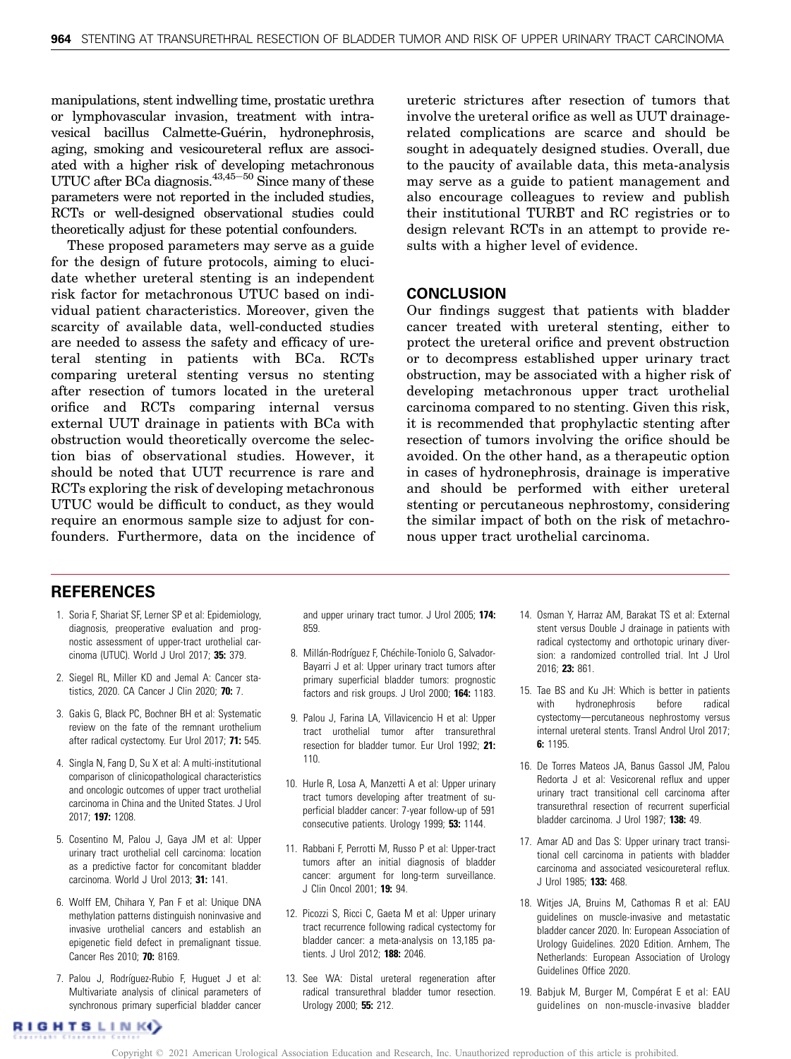manipulations, stent indwelling time, prostatic urethra or lymphovascular invasion, treatment with intravesical bacillus Calmette-Guérin, hydronephrosis, aging, smoking and vesicoureteral reflux are associated with a higher risk of developing metachronous UTUC after BCa diagnosis.[43,45–50] Since many of these parameters were not reported in the included studies, RCTs or well-designed observational studies could theoretically adjust for these potential confounders.

These proposed parameters may serve as a guide for the design of future protocols, aiming to elucidate whether ureteral stenting is an independent risk factor for metachronous UTUC based on individual patient characteristics. Moreover, given the scarcity of available data, well-conducted studies are needed to assess the safety and efficacy of ureteral stenting in patients with BCa. RCTs comparing ureteral stenting versus no stenting after resection of tumors located in the ureteral orifice and RCTs comparing internal versus external UUT drainage in patients with BCa with obstruction would theoretically overcome the selection bias of observational studies. However, it should be noted that UUT recurrence is rare and RCTs exploring the risk of developing metachronous UTUC would be difficult to conduct, as they would require an enormous sample size to adjust for confounders. Furthermore, data on the incidence of ureteric strictures after resection of tumors that involve the ureteral orifice as well as UUT drainage-related complications are scarce and should be sought in adequately designed studies. Overall, due to the paucity of available data, this meta-analysis may serve as a guide to patient management and also encourage colleagues to review and publish their institutional TURBT and RC registries or to design relevant RCTs in an attempt to provide results with a higher level of evidence.

## CONCLUSION

Our findings suggest that patients with bladder cancer treated with ureteral stenting, either to protect the ureteral orifice and prevent obstruction or to decompress established upper urinary tract obstruction, may be associated with a higher risk of developing metachronous upper tract urothelial carcinoma compared to no stenting. Given this risk, it is recommended that prophylactic stenting after resection of tumors involving the orifice should be avoided. On the other hand, as a therapeutic option in cases of hydronephrosis, drainage is imperative and should be performed with either ureteral stenting or percutaneous nephrostomy, considering the similar impact of both on the risk of metachronous upper tract urothelial carcinoma.

## REFERENCES

1. Soria F, Shariat SF, Lerner SP et al: Epidemiology, diagnosis, preoperative evaluation and prognostic assessment of upper-tract urothelial carcinoma (UTUC). World J Urol 2017; **35:** 379.
2. Siegel RL, Miller KD and Jemal A: Cancer statistics, 2020. CA Cancer J Clin 2020; **70:** 7.
3. Gakis G, Black PC, Bochner BH et al: Systematic review on the fate of the remnant urothelium after radical cystectomy. Eur Urol 2017; **71:** 545.
4. Singla N, Fang D, Su X et al: A multi-institutional comparison of clinicopathological characteristics and oncologic outcomes of upper tract urothelial carcinoma in China and the United States. J Urol 2017; **197:** 1208.
5. Cosentino M, Palou J, Gaya JM et al: Upper urinary tract urothelial cell carcinoma: location as a predictive factor for concomitant bladder carcinoma. World J Urol 2013; **31:** 141.
6. Wolff EM, Chihara Y, Pan F et al: Unique DNA methylation patterns distinguish noninvasive and invasive urothelial cancers and establish an epigenetic field defect in premalignant tissue. Cancer Res 2010; **70:** 8169.
7. Palou J, Rodríguez-Rubio F, Huguet J et al: Multivariate analysis of clinical parameters of synchronous primary superficial bladder cancer and upper urinary tract tumor. J Urol 2005; **174:** 859.
8. Millán-Rodríguez F, Chéchile-Toniolo G, Salvador-Bayarri J et al: Upper urinary tract tumors after primary superficial bladder tumors: prognostic factors and risk groups. J Urol 2000; **164:** 1183.
9. Palou J, Farina LA, Villavicencio H et al: Upper tract urothelial tumor after transurethral resection for bladder tumor. Eur Urol 1992; **21:** 110.
10. Hurle R, Losa A, Manzetti A et al: Upper urinary tract tumors developing after treatment of superficial bladder cancer: 7-year follow-up of 591 consecutive patients. Urology 1999; **53:** 1144.
11. Rabbani F, Perrotti M, Russo P et al: Upper-tract tumors after an initial diagnosis of bladder cancer: argument for long-term surveillance. J Clin Oncol 2001; **19:** 94.
12. Picozzi S, Ricci C, Gaeta M et al: Upper urinary tract recurrence following radical cystectomy for bladder cancer: a meta-analysis on 13,185 patients. J Urol 2012; **188:** 2046.
13. See WA: Distal ureteral regeneration after radical transurethral bladder tumor resection. Urology 2000; **55:** 212.
14. Osman Y, Harraz AM, Barakat TS et al: External stent versus Double J drainage in patients with radical cystectomy and orthotopic urinary diversion: a randomized controlled trial. Int J Urol 2016; **23:** 861.
15. Tae BS and Ku JH: Which is better in patients with hydronephrosis before radical cystectomy—percutaneous nephrostomy versus internal ureteral stents. Transl Androl Urol 2017; **6:** 1195.
16. De Torres Mateos JA, Banus Gassol JM, Palou Redorta J et al: Vesicorenal reflux and upper urinary tract transitional cell carcinoma after transurethral resection of recurrent superficial bladder carcinoma. J Urol 1987; **138:** 49.
17. Amar AD and Das S: Upper urinary tract transitional cell carcinoma in patients with bladder carcinoma and associated vesicoureteral reflux. J Urol 1985; **133:** 468.
18. Witjes JA, Bruins M, Cathomas R et al: EAU guidelines on muscle-invasive and metastatic bladder cancer 2020. In: European Association of Urology Guidelines. 2020 Edition. Arnhem, The Netherlands: European Association of Urology Guidelines Office 2020.
19. Babjuk M, Burger M, Compérat E et al: EAU guidelines on non-muscle-invasive bladder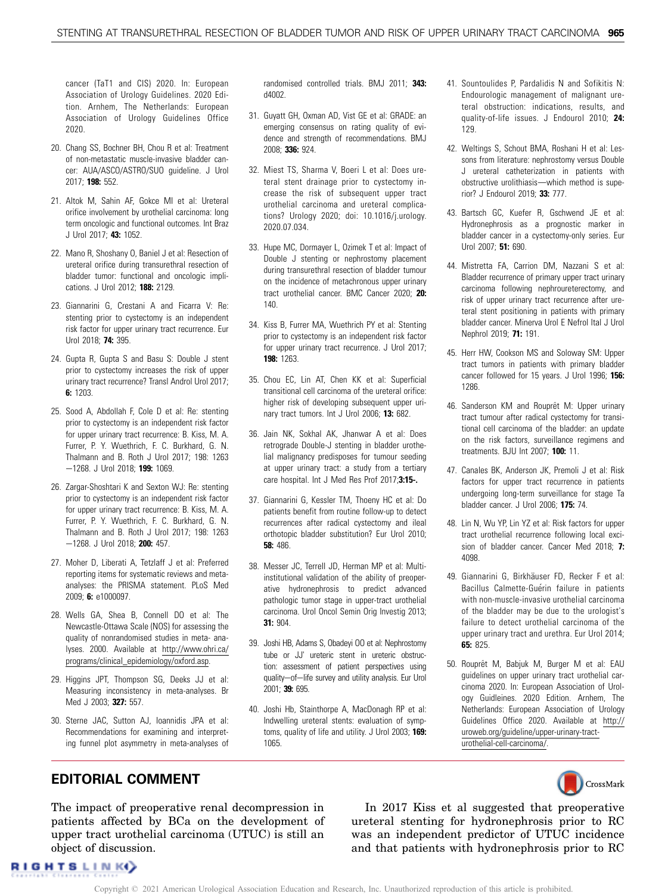cancer (TaT1 and CIS) 2020. In: European Association of Urology Guidelines. 2020 Edition. Arnhem, The Netherlands: European Association of Urology Guidelines Office 2020.

20. Chang SS, Bochner BH, Chou R et al: Treatment of non-metastatic muscle-invasive bladder cancer: AUA/ASCO/ASTRO/SUO guideline. J Urol 2017; **198:** 552.

21. Altok M, Sahin AF, Gokce MI et al: Ureteral orifice involvement by urothelial carcinoma: long term oncologic and functional outcomes. Int Braz J Urol 2017; **43:** 1052.

22. Mano R, Shoshany O, Baniel J et al: Resection of ureteral orifice during transurethral resection of bladder tumor: functional and oncologic implications. J Urol 2012; **188:** 2129.

23. Giannarini G, Crestani A and Ficarra V: Re: stenting prior to cystectomy is an independent risk factor for upper urinary tract recurrence. Eur Urol 2018; **74:** 395.

24. Gupta R, Gupta S and Basu S: Double J stent prior to cystectomy increases the risk of upper urinary tract recurrence? Transl Androl Urol 2017; **6:** 1203.

25. Sood A, Abdollah F, Cole D et al: Re: stenting prior to cystectomy is an independent risk factor for upper urinary tract recurrence: B. Kiss, M. A. Furrer, P. Y. Wuethrich, F. C. Burkhard, G. N. Thalmann and B. Roth J Urol 2017; 198: 1263—1268. J Urol 2018; **199:** 1069.

26. Zargar-Shoshtari K and Sexton WJ: Re: stenting prior to cystectomy is an independent risk factor for upper urinary tract recurrence: B. Kiss, M. A. Furrer, P. Y. Wuethrich, F. C. Burkhard, G. N. Thalmann and B. Roth J Urol 2017; 198: 1263—1268. J Urol 2018; **200:** 457.

27. Moher D, Liberati A, Tetzlaff J et al: Preferred reporting items for systematic reviews and meta-analyses: the PRISMA statement. PLoS Med 2009; **6:** e1000097.

28. Wells GA, Shea B, Connell DO et al: The Newcastle-Ottawa Scale (NOS) for assessing the quality of nonrandomised studies in meta- analyses. 2000. Available at http://www.ohri.ca/programs/clinical_epidemiology/oxford.asp.

29. Higgins JPT, Thompson SG, Deeks JJ et al: Measuring inconsistency in meta-analyses. Br Med J 2003; **327:** 557.

30. Sterne JAC, Sutton AJ, Ioannidis JPA et al: Recommendations for examining and interpreting funnel plot asymmetry in meta-analyses of randomised controlled trials. BMJ 2011; **343:** d4002.

31. Guyatt GH, Oxman AD, Vist GE et al: GRADE: an emerging consensus on rating quality of evidence and strength of recommendations. BMJ 2008; **336:** 924.

32. Miest TS, Sharma V, Boeri L et al: Does ureteral stent drainage prior to cystectomy increase the risk of subsequent upper tract urothelial carcinoma and ureteral complications? Urology 2020; doi: 10.1016/j.urology.2020.07.034.

33. Hupe MC, Dormayer L, Ozimek T et al: Impact of Double J stenting or nephrostomy placement during transurethral resection of bladder tumour on the incidence of metachronous upper urinary tract urothelial cancer. BMC Cancer 2020; **20:** 140.

34. Kiss B, Furrer MA, Wuethrich PY et al: Stenting prior to cystectomy is an independent risk factor for upper urinary tract recurrence. J Urol 2017; **198:** 1263.

35. Chou EC, Lin AT, Chen KK et al: Superficial transitional cell carcinoma of the ureteral orifice: higher risk of developing subsequent upper urinary tract tumors. Int J Urol 2006; **13:** 682.

36. Jain NK, Sokhal AK, Jhanwar A et al: Does retrograde Double-J stenting in bladder urothelial malignancy predisposes for tumour seeding at upper urinary tract: a study from a tertiary care hospital. Int J Med Res Prof 2017;**3:15-**.

37. Giannarini G, Kessler TM, Thoeny HC et al: Do patients benefit from routine follow-up to detect recurrences after radical cystectomy and ileal orthotopic bladder substitution? Eur Urol 2010; **58:** 486.

38. Messer JC, Terrell JD, Herman MP et al: Multi-institutional validation of the ability of preoperative hydronephrosis to predict advanced pathologic tumor stage in upper-tract urothelial carcinoma. Urol Oncol Semin Orig Investig 2013; **31:** 904.

39. Joshi HB, Adams S, Obadeyi OO et al: Nephrostomy tube or JJ' ureteric stent in ureteric obstruction: assessment of patient perspectives using quality—of—life survey and utility analysis. Eur Urol 2001; **39:** 695.

40. Joshi Hb, Stainthorpe A, MacDonagh RP et al: Indwelling ureteral stents: evaluation of symptoms, quality of life and utility. J Urol 2003; **169:** 1065.

41. Sountoulides P, Pardalidis N and Sofikitis N: Endourologic management of malignant ureteral obstruction: indications, results, and quality-of-life issues. J Endourol 2010; **24:** 129.

42. Weltings S, Schout BMA, Roshani H et al: Lessons from literature: nephrostomy versus Double J ureteral catheterization in patients with obstructive urolithiasis—which method is superior? J Endourol 2019; **33:** 777.

43. Bartsch GC, Kuefer R, Gschwend JE et al: Hydronephrosis as a prognostic marker in bladder cancer in a cystectomy-only series. Eur Urol 2007; **51:** 690.

44. Mistretta FA, Carrion DM, Nazzani S et al: Bladder recurrence of primary upper tract urinary carcinoma following nephroureterectomy, and risk of upper urinary tract recurrence after ureteral stent positioning in patients with primary bladder cancer. Minerva Urol E Nefrol Ital J Urol Nephrol 2019; **71:** 191.

45. Herr HW, Cookson MS and Soloway SM: Upper tract tumors in patients with primary bladder cancer followed for 15 years. J Urol 1996; **156:** 1286.

46. Sanderson KM and Rouprêt M: Upper urinary tract tumour after radical cystectomy for transitional cell carcinoma of the bladder: an update on the risk factors, surveillance regimens and treatments. BJU Int 2007; **100:** 11.

47. Canales BK, Anderson JK, Premoli J et al: Risk factors for upper tract recurrence in patients undergoing long-term surveillance for stage Ta bladder cancer. J Urol 2006; **175:** 74.

48. Lin N, Wu YP, Lin YZ et al: Risk factors for upper tract urothelial recurrence following local excision of bladder cancer. Cancer Med 2018; **7:** 4098.

49. Giannarini G, Birkhäuser FD, Recker F et al: Bacillus Calmette-Guérin failure in patients with non-muscle-invasive urothelial carcinoma of the bladder may be due to the urologist's failure to detect urothelial carcinoma of the upper urinary tract and urethra. Eur Urol 2014; **65:** 825.

50. Rouprêt M, Babjuk M, Burger M et al: EAU guidelines on upper urinary tract urothelial carcinoma 2020. In: European Association of Urology Guidleines. 2020 Edition. Arnhem, The Netherlands: European Association of Urology Guidelines Office 2020. Available at http://uroweb.org/guideline/upper-urinary-tract-urothelial-cell-carcinoma/.

## EDITORIAL COMMENT

The impact of preoperative renal decompression in patients affected by BCa on the development of upper tract urothelial carcinoma (UTUC) is still an object of discussion.

In 2017 Kiss et al suggested that preoperative ureteral stenting for hydronephrosis prior to RC was an independent predictor of UTUC incidence and that patients with hydronephrosis prior to RC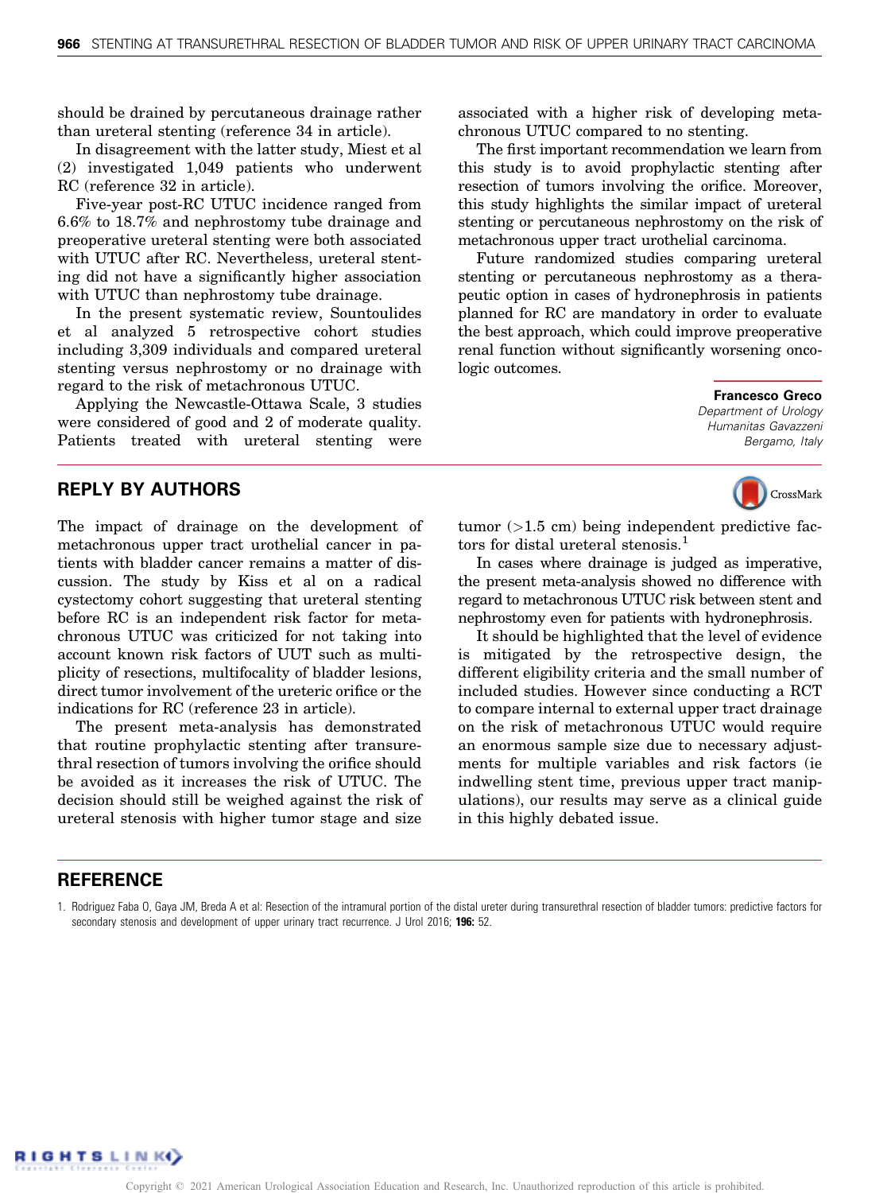should be drained by percutaneous drainage rather than ureteral stenting (reference 34 in article).

In disagreement with the latter study, Miest et al (2) investigated 1,049 patients who underwent RC (reference 32 in article).

Five-year post-RC UTUC incidence ranged from 6.6% to 18.7% and nephrostomy tube drainage and preoperative ureteral stenting were both associated with UTUC after RC. Nevertheless, ureteral stenting did not have a significantly higher association with UTUC than nephrostomy tube drainage.

In the present systematic review, Sountoulides et al analyzed 5 retrospective cohort studies including 3,309 individuals and compared ureteral stenting versus nephrostomy or no drainage with regard to the risk of metachronous UTUC.

Applying the Newcastle-Ottawa Scale, 3 studies were considered of good and 2 of moderate quality. Patients treated with ureteral stenting were associated with a higher risk of developing metachronous UTUC compared to no stenting.

The first important recommendation we learn from this study is to avoid prophylactic stenting after resection of tumors involving the orifice. Moreover, this study highlights the similar impact of ureteral stenting or percutaneous nephrostomy on the risk of metachronous upper tract urothelial carcinoma.

Future randomized studies comparing ureteral stenting or percutaneous nephrostomy as a therapeutic option in cases of hydronephrosis in patients planned for RC are mandatory in order to evaluate the best approach, which could improve preoperative renal function without significantly worsening oncologic outcomes.

**Francesco Greco**
*Department of Urology*
*Humanitas Gavazzeni*
*Bergamo, Italy*

## REPLY BY AUTHORS

The impact of drainage on the development of metachronous upper tract urothelial cancer in patients with bladder cancer remains a matter of discussion. The study by Kiss et al on a radical cystectomy cohort suggesting that ureteral stenting before RC is an independent risk factor for metachronous UTUC was criticized for not taking into account known risk factors of UUT such as multiplicity of resections, multifocality of bladder lesions, direct tumor involvement of the ureteric orifice or the indications for RC (reference 23 in article).

The present meta-analysis has demonstrated that routine prophylactic stenting after transurethral resection of tumors involving the orifice should be avoided as it increases the risk of UTUC. The decision should still be weighed against the risk of ureteral stenosis with higher tumor stage and size tumor (>1.5 cm) being independent predictive factors for distal ureteral stenosis.[1]

In cases where drainage is judged as imperative, the present meta-analysis showed no difference with regard to metachronous UTUC risk between stent and nephrostomy even for patients with hydronephrosis.

It should be highlighted that the level of evidence is mitigated by the retrospective design, the different eligibility criteria and the small number of included studies. However since conducting a RCT to compare internal to external upper tract drainage on the risk of metachronous UTUC would require an enormous sample size due to necessary adjustments for multiple variables and risk factors (ie indwelling stent time, previous upper tract manipulations), our results may serve as a clinical guide in this highly debated issue.

## REFERENCE

1. Rodriguez Faba O, Gaya JM, Breda A et al: Resection of the intramural portion of the distal ureter during transurethral resection of bladder tumors: predictive factors for secondary stenosis and development of upper urinary tract recurrence. J Urol 2016; **196:** 52.